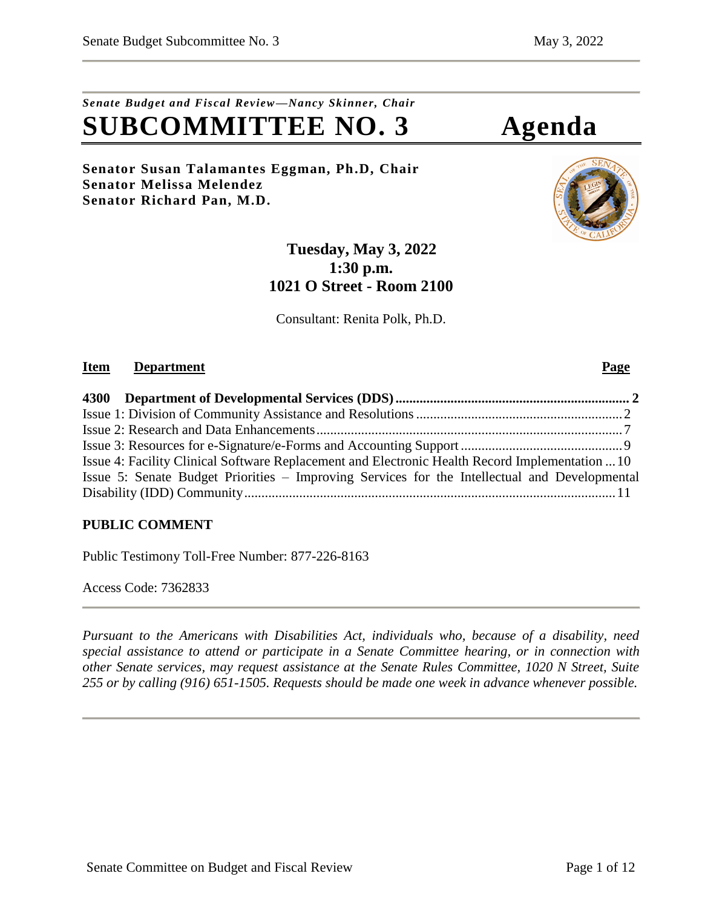*Senate Budget and Fiscal Review—Nancy Skinner, Chair*

# SUBCOMMITTEE NO. 3 Agenda

**Senator Susan Talamantes Eggman, Ph.D, Chair**
**Senator Melissa Melendez**
**Senator Richard Pan, M.D.**

**Tuesday, May 3, 2022**
**1:30 p.m.**
**1021 O Street - Room 2100**

Consultant: Renita Polk, Ph.D.

| **Item** | **Department** | **Page** |
| --- | --- | --- |
| **4300** | **Department of Developmental Services (DDS)** | **2** |
| | Issue 1: Division of Community Assistance and Resolutions | 2 |
| | Issue 2: Research and Data Enhancements | 7 |
| | Issue 3: Resources for e-Signature/e-Forms and Accounting Support | 9 |
| | Issue 4: Facility Clinical Software Replacement and Electronic Health Record Implementation | 10 |
| | Issue 5: Senate Budget Priorities – Improving Services for the Intellectual and Developmental Disability (IDD) Community | 11 |

**PUBLIC COMMENT**

Public Testimony Toll-Free Number: 877-226-8163

Access Code: 7362833

*Pursuant to the Americans with Disabilities Act, individuals who, because of a disability, need special assistance to attend or participate in a Senate Committee hearing, or in connection with other Senate services, may request assistance at the Senate Rules Committee, 1020 N Street, Suite 255 or by calling (916) 651-1505. Requests should be made one week in advance whenever possible.*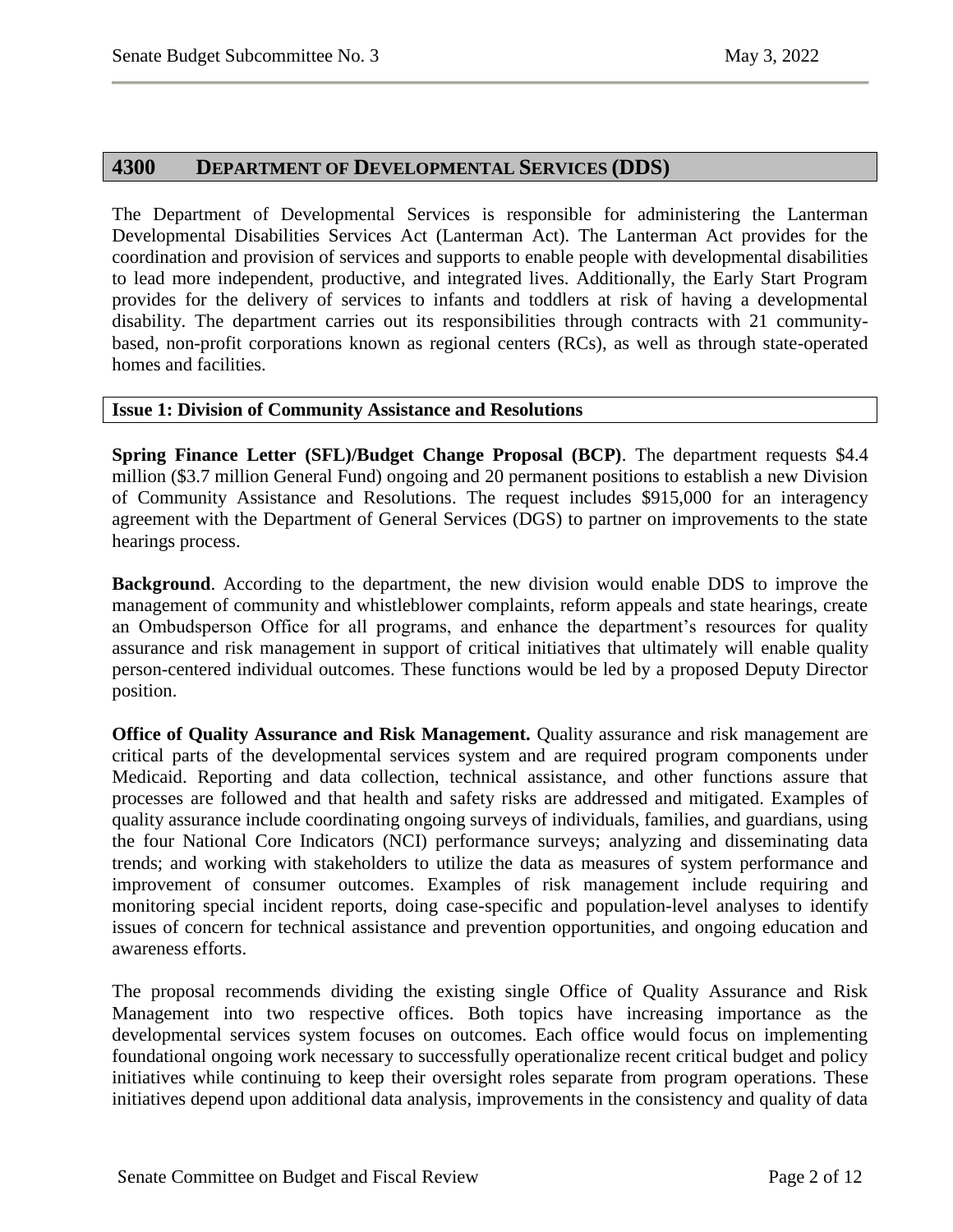## 4300 DEPARTMENT OF DEVELOPMENTAL SERVICES (DDS)

The Department of Developmental Services is responsible for administering the Lanterman Developmental Disabilities Services Act (Lanterman Act). The Lanterman Act provides for the coordination and provision of services and supports to enable people with developmental disabilities to lead more independent, productive, and integrated lives. Additionally, the Early Start Program provides for the delivery of services to infants and toddlers at risk of having a developmental disability. The department carries out its responsibilities through contracts with 21 community-based, non-profit corporations known as regional centers (RCs), as well as through state-operated homes and facilities.

### Issue 1: Division of Community Assistance and Resolutions

**Spring Finance Letter (SFL)/Budget Change Proposal (BCP)**. The department requests $4.4 million ($3.7 million General Fund) ongoing and 20 permanent positions to establish a new Division of Community Assistance and Resolutions. The request includes $915,000 for an interagency agreement with the Department of General Services (DGS) to partner on improvements to the state hearings process.

**Background**. According to the department, the new division would enable DDS to improve the management of community and whistleblower complaints, reform appeals and state hearings, create an Ombudsperson Office for all programs, and enhance the department's resources for quality assurance and risk management in support of critical initiatives that ultimately will enable quality person-centered individual outcomes. These functions would be led by a proposed Deputy Director position.

**Office of Quality Assurance and Risk Management.** Quality assurance and risk management are critical parts of the developmental services system and are required program components under Medicaid. Reporting and data collection, technical assistance, and other functions assure that processes are followed and that health and safety risks are addressed and mitigated. Examples of quality assurance include coordinating ongoing surveys of individuals, families, and guardians, using the four National Core Indicators (NCI) performance surveys; analyzing and disseminating data trends; and working with stakeholders to utilize the data as measures of system performance and improvement of consumer outcomes. Examples of risk management include requiring and monitoring special incident reports, doing case-specific and population-level analyses to identify issues of concern for technical assistance and prevention opportunities, and ongoing education and awareness efforts.

The proposal recommends dividing the existing single Office of Quality Assurance and Risk Management into two respective offices. Both topics have increasing importance as the developmental services system focuses on outcomes. Each office would focus on implementing foundational ongoing work necessary to successfully operationalize recent critical budget and policy initiatives while continuing to keep their oversight roles separate from program operations. These initiatives depend upon additional data analysis, improvements in the consistency and quality of data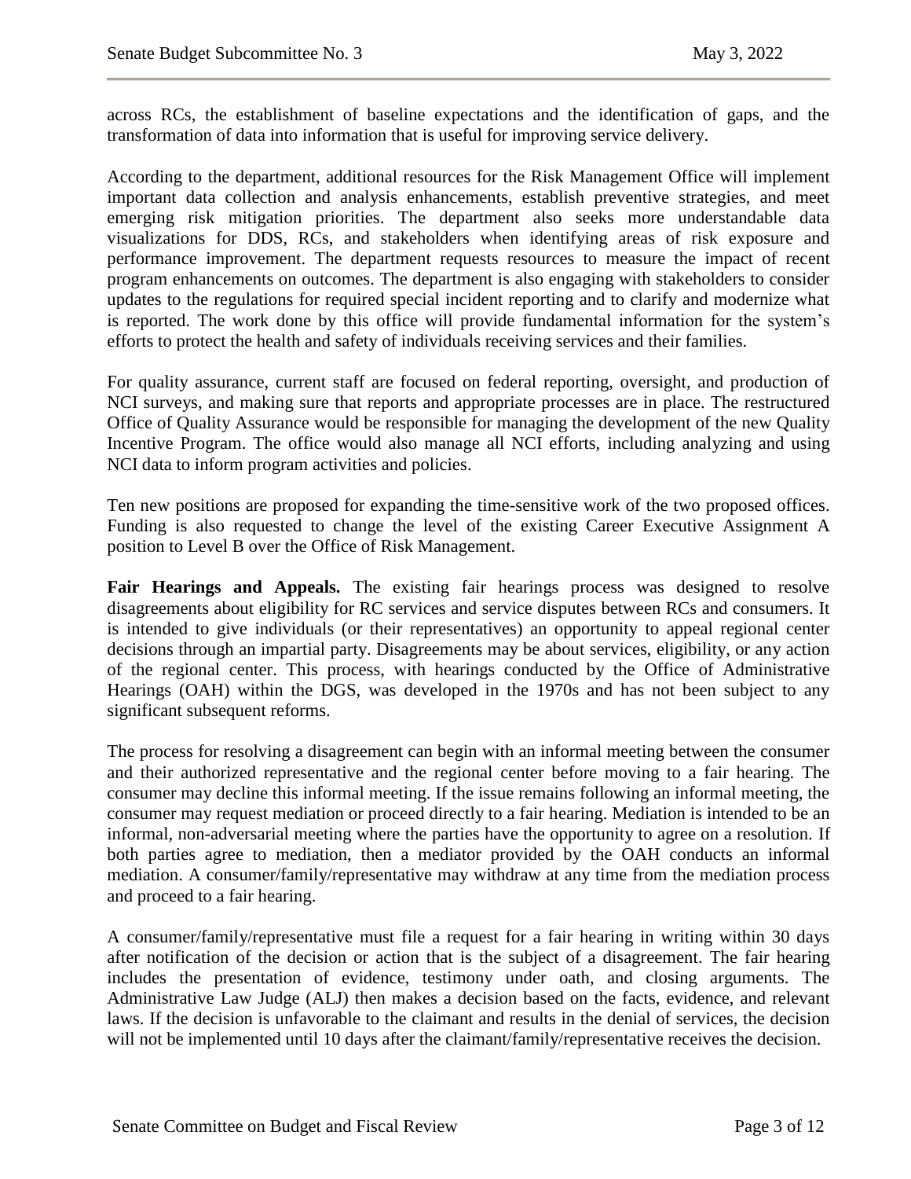across RCs, the establishment of baseline expectations and the identification of gaps, and the transformation of data into information that is useful for improving service delivery.

According to the department, additional resources for the Risk Management Office will implement important data collection and analysis enhancements, establish preventive strategies, and meet emerging risk mitigation priorities. The department also seeks more understandable data visualizations for DDS, RCs, and stakeholders when identifying areas of risk exposure and performance improvement. The department requests resources to measure the impact of recent program enhancements on outcomes. The department is also engaging with stakeholders to consider updates to the regulations for required special incident reporting and to clarify and modernize what is reported. The work done by this office will provide fundamental information for the system's efforts to protect the health and safety of individuals receiving services and their families.

For quality assurance, current staff are focused on federal reporting, oversight, and production of NCI surveys, and making sure that reports and appropriate processes are in place. The restructured Office of Quality Assurance would be responsible for managing the development of the new Quality Incentive Program. The office would also manage all NCI efforts, including analyzing and using NCI data to inform program activities and policies.

Ten new positions are proposed for expanding the time-sensitive work of the two proposed offices. Funding is also requested to change the level of the existing Career Executive Assignment A position to Level B over the Office of Risk Management.

**Fair Hearings and Appeals.** The existing fair hearings process was designed to resolve disagreements about eligibility for RC services and service disputes between RCs and consumers. It is intended to give individuals (or their representatives) an opportunity to appeal regional center decisions through an impartial party. Disagreements may be about services, eligibility, or any action of the regional center. This process, with hearings conducted by the Office of Administrative Hearings (OAH) within the DGS, was developed in the 1970s and has not been subject to any significant subsequent reforms.

The process for resolving a disagreement can begin with an informal meeting between the consumer and their authorized representative and the regional center before moving to a fair hearing. The consumer may decline this informal meeting. If the issue remains following an informal meeting, the consumer may request mediation or proceed directly to a fair hearing. Mediation is intended to be an informal, non-adversarial meeting where the parties have the opportunity to agree on a resolution. If both parties agree to mediation, then a mediator provided by the OAH conducts an informal mediation. A consumer/family/representative may withdraw at any time from the mediation process and proceed to a fair hearing.

A consumer/family/representative must file a request for a fair hearing in writing within 30 days after notification of the decision or action that is the subject of a disagreement. The fair hearing includes the presentation of evidence, testimony under oath, and closing arguments. The Administrative Law Judge (ALJ) then makes a decision based on the facts, evidence, and relevant laws. If the decision is unfavorable to the claimant and results in the denial of services, the decision will not be implemented until 10 days after the claimant/family/representative receives the decision.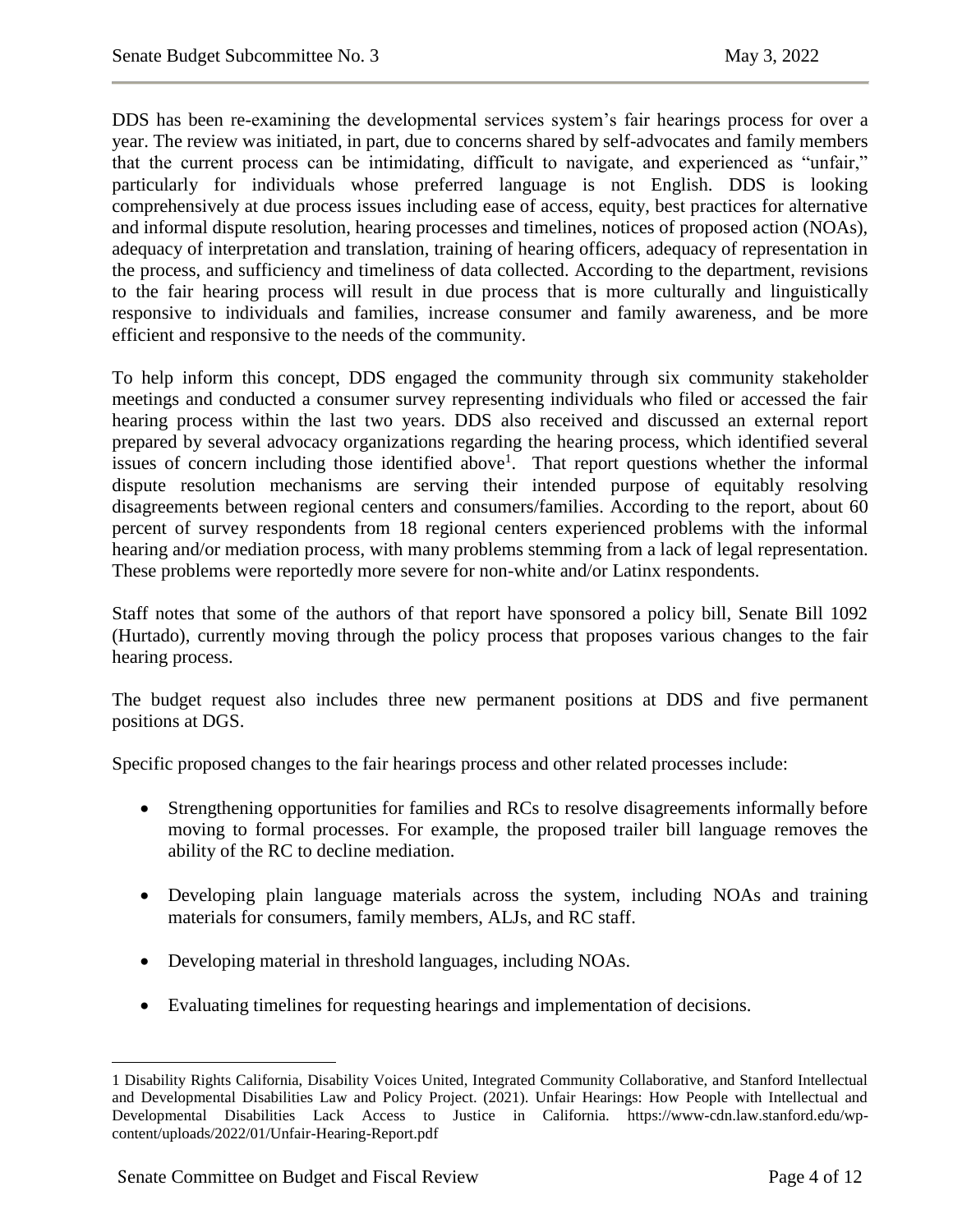DDS has been re-examining the developmental services system's fair hearings process for over a year. The review was initiated, in part, due to concerns shared by self-advocates and family members that the current process can be intimidating, difficult to navigate, and experienced as "unfair," particularly for individuals whose preferred language is not English. DDS is looking comprehensively at due process issues including ease of access, equity, best practices for alternative and informal dispute resolution, hearing processes and timelines, notices of proposed action (NOAs), adequacy of interpretation and translation, training of hearing officers, adequacy of representation in the process, and sufficiency and timeliness of data collected. According to the department, revisions to the fair hearing process will result in due process that is more culturally and linguistically responsive to individuals and families, increase consumer and family awareness, and be more efficient and responsive to the needs of the community.

To help inform this concept, DDS engaged the community through six community stakeholder meetings and conducted a consumer survey representing individuals who filed or accessed the fair hearing process within the last two years. DDS also received and discussed an external report prepared by several advocacy organizations regarding the hearing process, which identified several issues of concern including those identified above[1]. That report questions whether the informal dispute resolution mechanisms are serving their intended purpose of equitably resolving disagreements between regional centers and consumers/families. According to the report, about 60 percent of survey respondents from 18 regional centers experienced problems with the informal hearing and/or mediation process, with many problems stemming from a lack of legal representation. These problems were reportedly more severe for non-white and/or Latinx respondents.

Staff notes that some of the authors of that report have sponsored a policy bill, Senate Bill 1092 (Hurtado), currently moving through the policy process that proposes various changes to the fair hearing process.

The budget request also includes three new permanent positions at DDS and five permanent positions at DGS.

Specific proposed changes to the fair hearings process and other related processes include:

- Strengthening opportunities for families and RCs to resolve disagreements informally before moving to formal processes. For example, the proposed trailer bill language removes the ability of the RC to decline mediation.
- Developing plain language materials across the system, including NOAs and training materials for consumers, family members, ALJs, and RC staff.
- Developing material in threshold languages, including NOAs.
- Evaluating timelines for requesting hearings and implementation of decisions.

---

1 Disability Rights California, Disability Voices United, Integrated Community Collaborative, and Stanford Intellectual and Developmental Disabilities Law and Policy Project. (2021). Unfair Hearings: How People with Intellectual and Developmental Disabilities Lack Access to Justice in California. https://www-cdn.law.stanford.edu/wp-content/uploads/2022/01/Unfair-Hearing-Report.pdf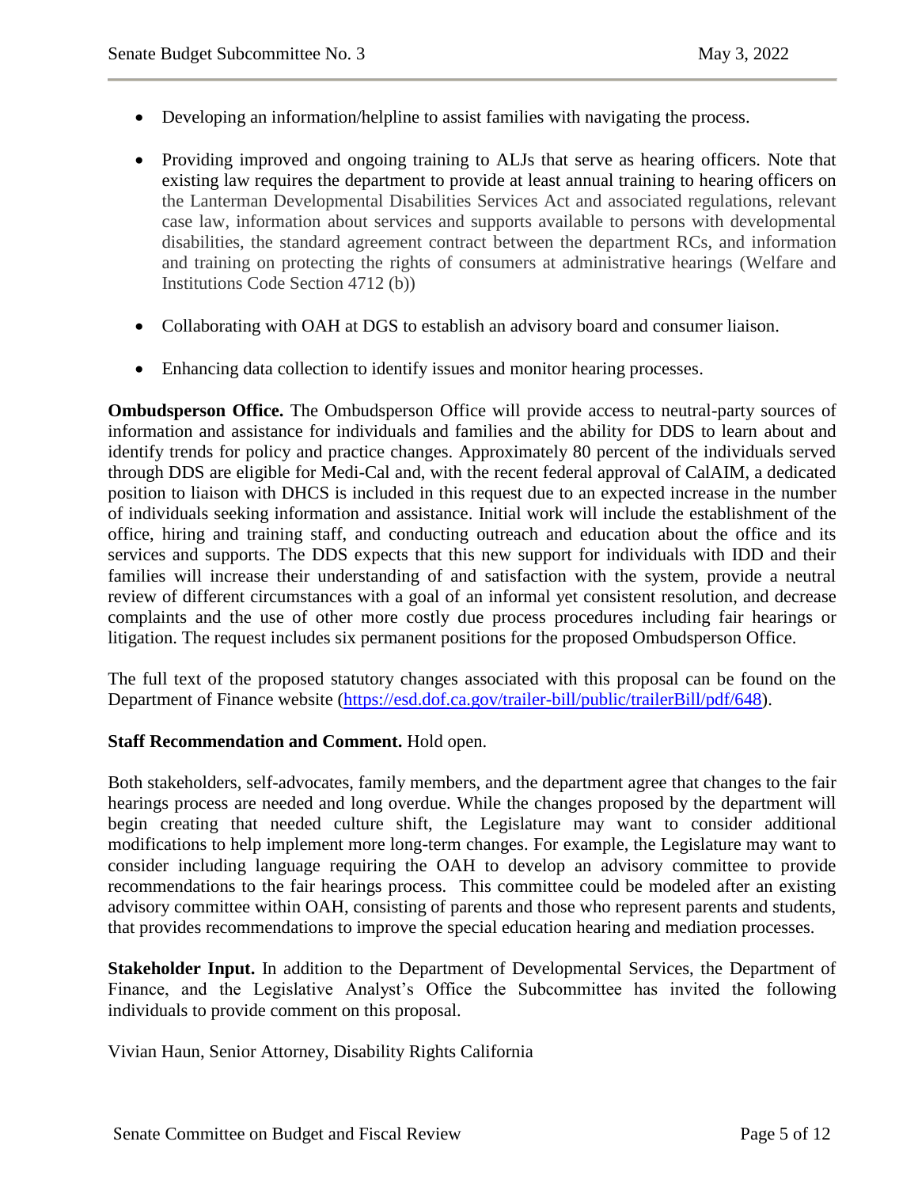- Developing an information/helpline to assist families with navigating the process.
- Providing improved and ongoing training to ALJs that serve as hearing officers. Note that existing law requires the department to provide at least annual training to hearing officers on the Lanterman Developmental Disabilities Services Act and associated regulations, relevant case law, information about services and supports available to persons with developmental disabilities, the standard agreement contract between the department RCs, and information and training on protecting the rights of consumers at administrative hearings (Welfare and Institutions Code Section 4712 (b))
- Collaborating with OAH at DGS to establish an advisory board and consumer liaison.
- Enhancing data collection to identify issues and monitor hearing processes.

**Ombudsperson Office.** The Ombudsperson Office will provide access to neutral-party sources of information and assistance for individuals and families and the ability for DDS to learn about and identify trends for policy and practice changes. Approximately 80 percent of the individuals served through DDS are eligible for Medi-Cal and, with the recent federal approval of CalAIM, a dedicated position to liaison with DHCS is included in this request due to an expected increase in the number of individuals seeking information and assistance. Initial work will include the establishment of the office, hiring and training staff, and conducting outreach and education about the office and its services and supports. The DDS expects that this new support for individuals with IDD and their families will increase their understanding of and satisfaction with the system, provide a neutral review of different circumstances with a goal of an informal yet consistent resolution, and decrease complaints and the use of other more costly due process procedures including fair hearings or litigation. The request includes six permanent positions for the proposed Ombudsperson Office.

The full text of the proposed statutory changes associated with this proposal can be found on the Department of Finance website (https://esd.dof.ca.gov/trailer-bill/public/trailerBill/pdf/648).

**Staff Recommendation and Comment.** Hold open.

Both stakeholders, self-advocates, family members, and the department agree that changes to the fair hearings process are needed and long overdue. While the changes proposed by the department will begin creating that needed culture shift, the Legislature may want to consider additional modifications to help implement more long-term changes. For example, the Legislature may want to consider including language requiring the OAH to develop an advisory committee to provide recommendations to the fair hearings process. This committee could be modeled after an existing advisory committee within OAH, consisting of parents and those who represent parents and students, that provides recommendations to improve the special education hearing and mediation processes.

**Stakeholder Input.** In addition to the Department of Developmental Services, the Department of Finance, and the Legislative Analyst's Office the Subcommittee has invited the following individuals to provide comment on this proposal.

Vivian Haun, Senior Attorney, Disability Rights California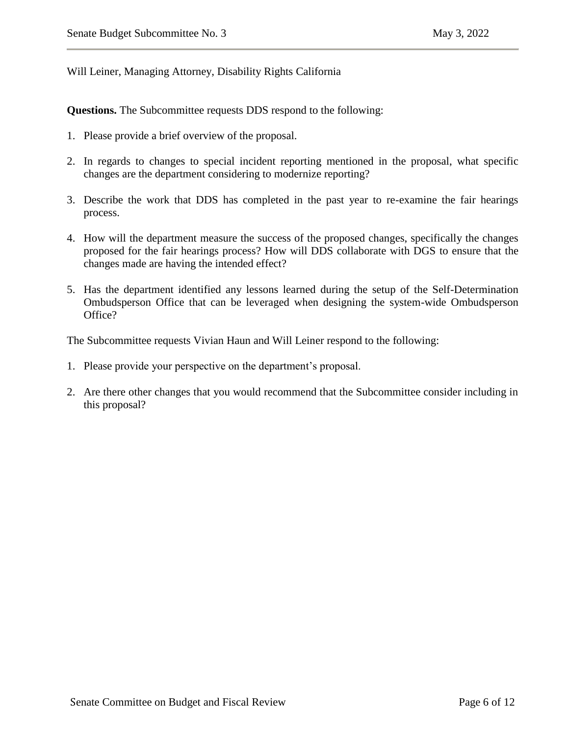Will Leiner, Managing Attorney, Disability Rights California

**Questions.** The Subcommittee requests DDS respond to the following:

1. Please provide a brief overview of the proposal.

2. In regards to changes to special incident reporting mentioned in the proposal, what specific changes are the department considering to modernize reporting?

3. Describe the work that DDS has completed in the past year to re-examine the fair hearings process.

4. How will the department measure the success of the proposed changes, specifically the changes proposed for the fair hearings process? How will DDS collaborate with DGS to ensure that the changes made are having the intended effect?

5. Has the department identified any lessons learned during the setup of the Self-Determination Ombudsperson Office that can be leveraged when designing the system-wide Ombudsperson Office?

The Subcommittee requests Vivian Haun and Will Leiner respond to the following:

1. Please provide your perspective on the department's proposal.

2. Are there other changes that you would recommend that the Subcommittee consider including in this proposal?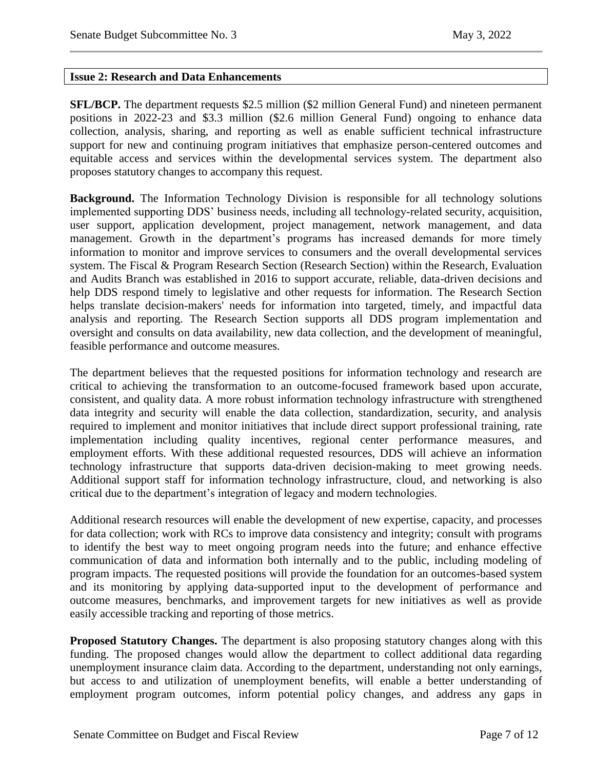## Issue 2: Research and Data Enhancements

**SFL/BCP.** The department requests $2.5 million ($2 million General Fund) and nineteen permanent positions in 2022-23 and $3.3 million ($2.6 million General Fund) ongoing to enhance data collection, analysis, sharing, and reporting as well as enable sufficient technical infrastructure support for new and continuing program initiatives that emphasize person-centered outcomes and equitable access and services within the developmental services system. The department also proposes statutory changes to accompany this request.

**Background.** The Information Technology Division is responsible for all technology solutions implemented supporting DDS' business needs, including all technology-related security, acquisition, user support, application development, project management, network management, and data management. Growth in the department's programs has increased demands for more timely information to monitor and improve services to consumers and the overall developmental services system. The Fiscal & Program Research Section (Research Section) within the Research, Evaluation and Audits Branch was established in 2016 to support accurate, reliable, data-driven decisions and help DDS respond timely to legislative and other requests for information. The Research Section helps translate decision-makers' needs for information into targeted, timely, and impactful data analysis and reporting. The Research Section supports all DDS program implementation and oversight and consults on data availability, new data collection, and the development of meaningful, feasible performance and outcome measures.

The department believes that the requested positions for information technology and research are critical to achieving the transformation to an outcome-focused framework based upon accurate, consistent, and quality data. A more robust information technology infrastructure with strengthened data integrity and security will enable the data collection, standardization, security, and analysis required to implement and monitor initiatives that include direct support professional training, rate implementation including quality incentives, regional center performance measures, and employment efforts. With these additional requested resources, DDS will achieve an information technology infrastructure that supports data-driven decision-making to meet growing needs. Additional support staff for information technology infrastructure, cloud, and networking is also critical due to the department's integration of legacy and modern technologies.

Additional research resources will enable the development of new expertise, capacity, and processes for data collection; work with RCs to improve data consistency and integrity; consult with programs to identify the best way to meet ongoing program needs into the future; and enhance effective communication of data and information both internally and to the public, including modeling of program impacts. The requested positions will provide the foundation for an outcomes-based system and its monitoring by applying data-supported input to the development of performance and outcome measures, benchmarks, and improvement targets for new initiatives as well as provide easily accessible tracking and reporting of those metrics.

**Proposed Statutory Changes.** The department is also proposing statutory changes along with this funding. The proposed changes would allow the department to collect additional data regarding unemployment insurance claim data. According to the department, understanding not only earnings, but access to and utilization of unemployment benefits, will enable a better understanding of employment program outcomes, inform potential policy changes, and address any gaps in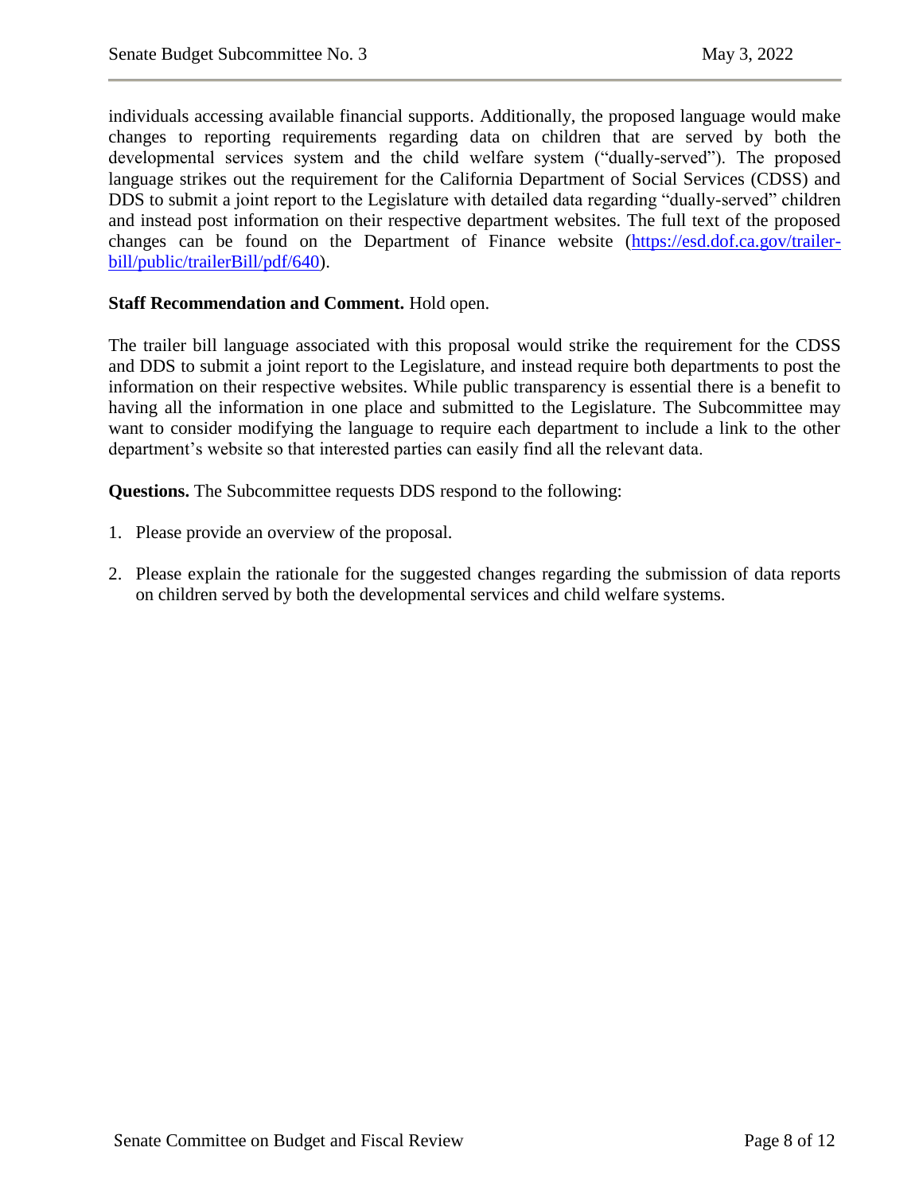individuals accessing available financial supports. Additionally, the proposed language would make changes to reporting requirements regarding data on children that are served by both the developmental services system and the child welfare system ("dually-served"). The proposed language strikes out the requirement for the California Department of Social Services (CDSS) and DDS to submit a joint report to the Legislature with detailed data regarding "dually-served" children and instead post information on their respective department websites. The full text of the proposed changes can be found on the Department of Finance website ([https://esd.dof.ca.gov/trailer-bill/public/trailerBill/pdf/640](https://esd.dof.ca.gov/trailer-bill/public/trailerBill/pdf/640)).

**Staff Recommendation and Comment.** Hold open.

The trailer bill language associated with this proposal would strike the requirement for the CDSS and DDS to submit a joint report to the Legislature, and instead require both departments to post the information on their respective websites. While public transparency is essential there is a benefit to having all the information in one place and submitted to the Legislature. The Subcommittee may want to consider modifying the language to require each department to include a link to the other department's website so that interested parties can easily find all the relevant data.

**Questions.** The Subcommittee requests DDS respond to the following:

1. Please provide an overview of the proposal.
2. Please explain the rationale for the suggested changes regarding the submission of data reports on children served by both the developmental services and child welfare systems.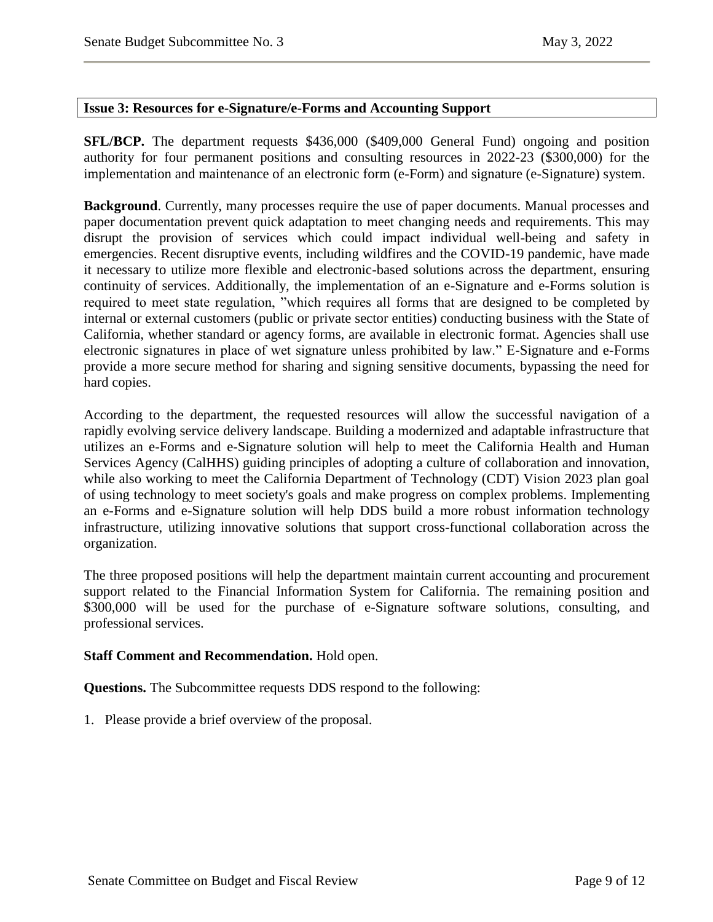## Issue 3: Resources for e-Signature/e-Forms and Accounting Support

**SFL/BCP.** The department requests $436,000 ($409,000 General Fund) ongoing and position authority for four permanent positions and consulting resources in 2022-23 ($300,000) for the implementation and maintenance of an electronic form (e-Form) and signature (e-Signature) system.

**Background**. Currently, many processes require the use of paper documents. Manual processes and paper documentation prevent quick adaptation to meet changing needs and requirements. This may disrupt the provision of services which could impact individual well-being and safety in emergencies. Recent disruptive events, including wildfires and the COVID-19 pandemic, have made it necessary to utilize more flexible and electronic-based solutions across the department, ensuring continuity of services. Additionally, the implementation of an e-Signature and e-Forms solution is required to meet state regulation, "which requires all forms that are designed to be completed by internal or external customers (public or private sector entities) conducting business with the State of California, whether standard or agency forms, are available in electronic format. Agencies shall use electronic signatures in place of wet signature unless prohibited by law." E-Signature and e-Forms provide a more secure method for sharing and signing sensitive documents, bypassing the need for hard copies.

According to the department, the requested resources will allow the successful navigation of a rapidly evolving service delivery landscape. Building a modernized and adaptable infrastructure that utilizes an e-Forms and e-Signature solution will help to meet the California Health and Human Services Agency (CalHHS) guiding principles of adopting a culture of collaboration and innovation, while also working to meet the California Department of Technology (CDT) Vision 2023 plan goal of using technology to meet society's goals and make progress on complex problems. Implementing an e-Forms and e-Signature solution will help DDS build a more robust information technology infrastructure, utilizing innovative solutions that support cross-functional collaboration across the organization.

The three proposed positions will help the department maintain current accounting and procurement support related to the Financial Information System for California. The remaining position and $300,000 will be used for the purchase of e-Signature software solutions, consulting, and professional services.

**Staff Comment and Recommendation.** Hold open.

**Questions.** The Subcommittee requests DDS respond to the following:

1. Please provide a brief overview of the proposal.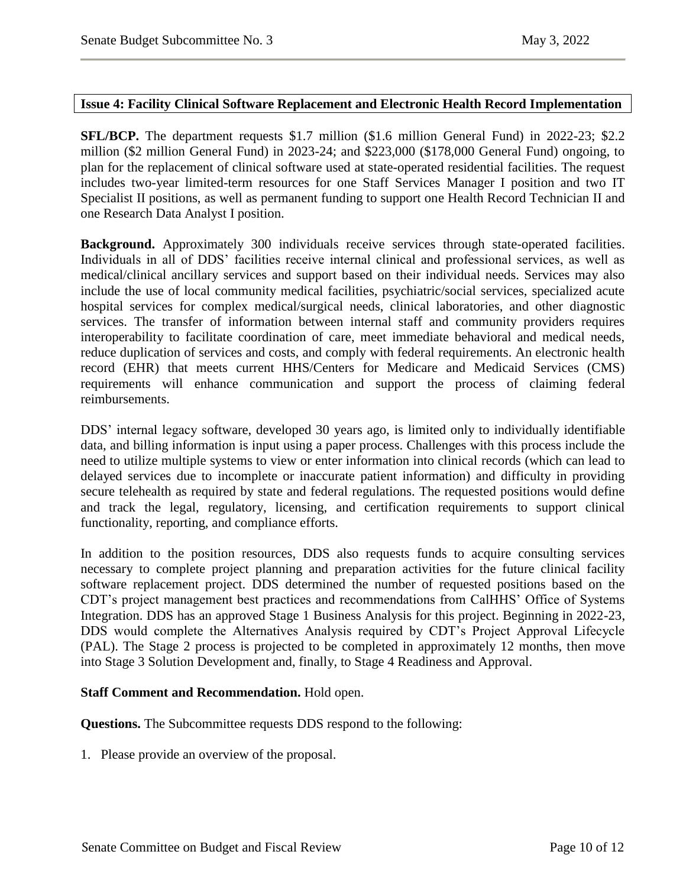## Issue 4: Facility Clinical Software Replacement and Electronic Health Record Implementation

**SFL/BCP.** The department requests $1.7 million ($1.6 million General Fund) in 2022-23; $2.2 million ($2 million General Fund) in 2023-24; and $223,000 ($178,000 General Fund) ongoing, to plan for the replacement of clinical software used at state-operated residential facilities. The request includes two-year limited-term resources for one Staff Services Manager I position and two IT Specialist II positions, as well as permanent funding to support one Health Record Technician II and one Research Data Analyst I position.

**Background.** Approximately 300 individuals receive services through state-operated facilities. Individuals in all of DDS' facilities receive internal clinical and professional services, as well as medical/clinical ancillary services and support based on their individual needs. Services may also include the use of local community medical facilities, psychiatric/social services, specialized acute hospital services for complex medical/surgical needs, clinical laboratories, and other diagnostic services. The transfer of information between internal staff and community providers requires interoperability to facilitate coordination of care, meet immediate behavioral and medical needs, reduce duplication of services and costs, and comply with federal requirements. An electronic health record (EHR) that meets current HHS/Centers for Medicare and Medicaid Services (CMS) requirements will enhance communication and support the process of claiming federal reimbursements.

DDS' internal legacy software, developed 30 years ago, is limited only to individually identifiable data, and billing information is input using a paper process. Challenges with this process include the need to utilize multiple systems to view or enter information into clinical records (which can lead to delayed services due to incomplete or inaccurate patient information) and difficulty in providing secure telehealth as required by state and federal regulations. The requested positions would define and track the legal, regulatory, licensing, and certification requirements to support clinical functionality, reporting, and compliance efforts.

In addition to the position resources, DDS also requests funds to acquire consulting services necessary to complete project planning and preparation activities for the future clinical facility software replacement project. DDS determined the number of requested positions based on the CDT's project management best practices and recommendations from CalHHS' Office of Systems Integration. DDS has an approved Stage 1 Business Analysis for this project. Beginning in 2022-23, DDS would complete the Alternatives Analysis required by CDT's Project Approval Lifecycle (PAL). The Stage 2 process is projected to be completed in approximately 12 months, then move into Stage 3 Solution Development and, finally, to Stage 4 Readiness and Approval.

**Staff Comment and Recommendation.** Hold open.

**Questions.** The Subcommittee requests DDS respond to the following:

1. Please provide an overview of the proposal.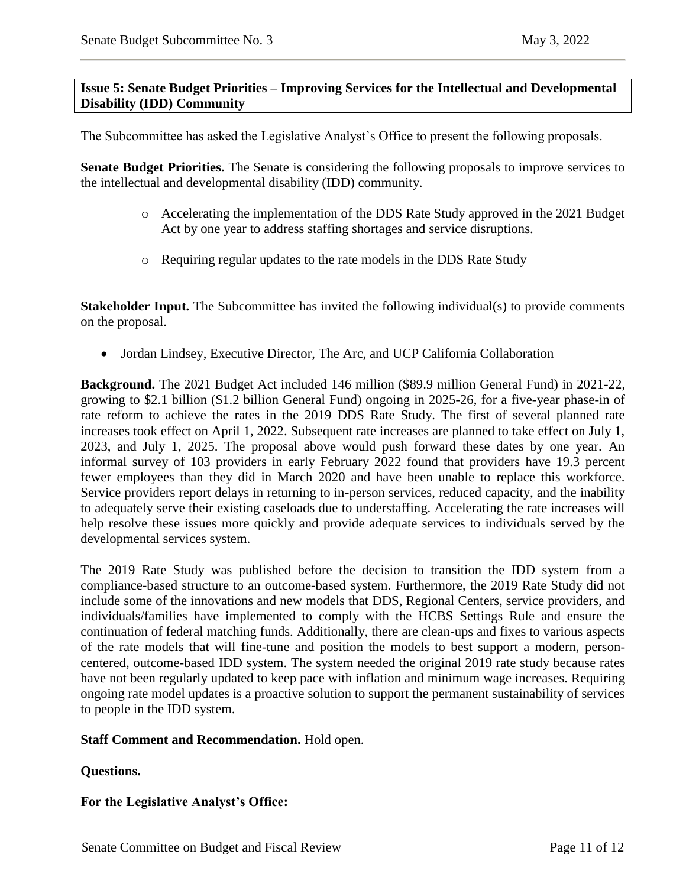**Issue 5: Senate Budget Priorities – Improving Services for the Intellectual and Developmental Disability (IDD) Community**

The Subcommittee has asked the Legislative Analyst's Office to present the following proposals.

**Senate Budget Priorities.** The Senate is considering the following proposals to improve services to the intellectual and developmental disability (IDD) community.

- Accelerating the implementation of the DDS Rate Study approved in the 2021 Budget Act by one year to address staffing shortages and service disruptions.
- Requiring regular updates to the rate models in the DDS Rate Study

**Stakeholder Input.** The Subcommittee has invited the following individual(s) to provide comments on the proposal.

- Jordan Lindsey, Executive Director, The Arc, and UCP California Collaboration

**Background.** The 2021 Budget Act included 146 million ($89.9 million General Fund) in 2021-22, growing to $2.1 billion ($1.2 billion General Fund) ongoing in 2025-26, for a five-year phase-in of rate reform to achieve the rates in the 2019 DDS Rate Study. The first of several planned rate increases took effect on April 1, 2022. Subsequent rate increases are planned to take effect on July 1, 2023, and July 1, 2025. The proposal above would push forward these dates by one year. An informal survey of 103 providers in early February 2022 found that providers have 19.3 percent fewer employees than they did in March 2020 and have been unable to replace this workforce. Service providers report delays in returning to in-person services, reduced capacity, and the inability to adequately serve their existing caseloads due to understaffing. Accelerating the rate increases will help resolve these issues more quickly and provide adequate services to individuals served by the developmental services system.

The 2019 Rate Study was published before the decision to transition the IDD system from a compliance-based structure to an outcome-based system. Furthermore, the 2019 Rate Study did not include some of the innovations and new models that DDS, Regional Centers, service providers, and individuals/families have implemented to comply with the HCBS Settings Rule and ensure the continuation of federal matching funds. Additionally, there are clean-ups and fixes to various aspects of the rate models that will fine-tune and position the models to best support a modern, person-centered, outcome-based IDD system. The system needed the original 2019 rate study because rates have not been regularly updated to keep pace with inflation and minimum wage increases. Requiring ongoing rate model updates is a proactive solution to support the permanent sustainability of services to people in the IDD system.

**Staff Comment and Recommendation.** Hold open.

**Questions.**

**For the Legislative Analyst's Office:**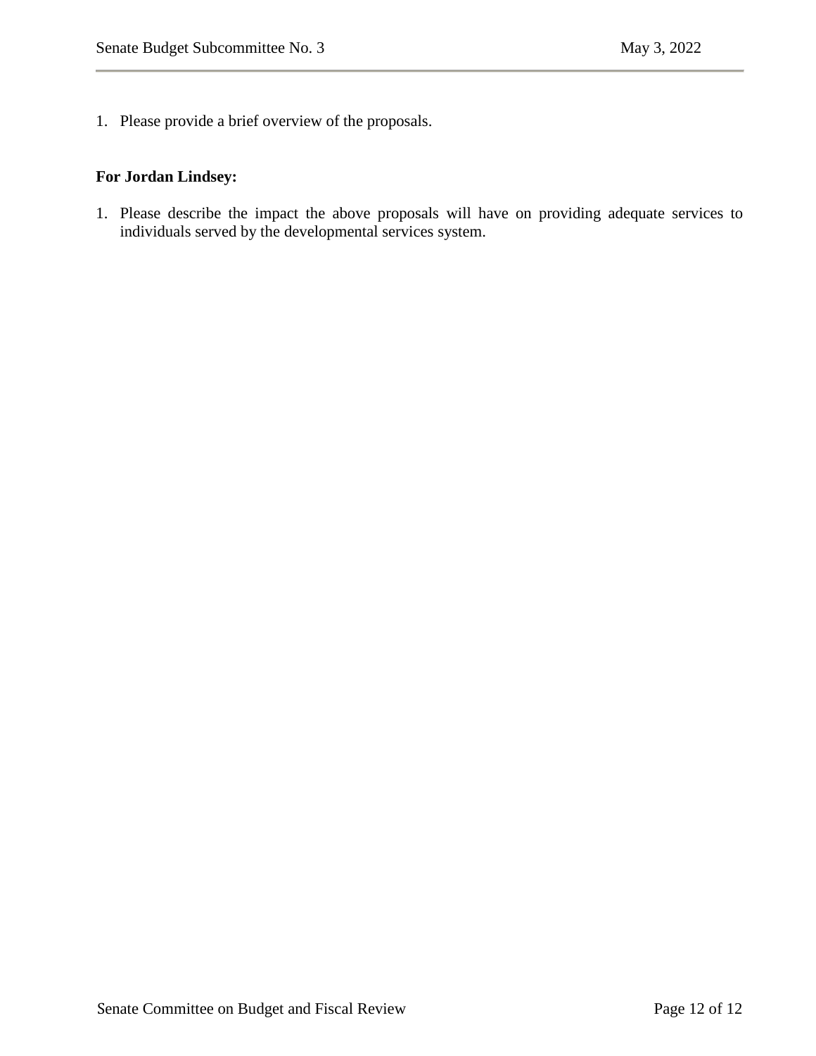1. Please provide a brief overview of the proposals.

**For Jordan Lindsey:**

1. Please describe the impact the above proposals will have on providing adequate services to individuals served by the developmental services system.